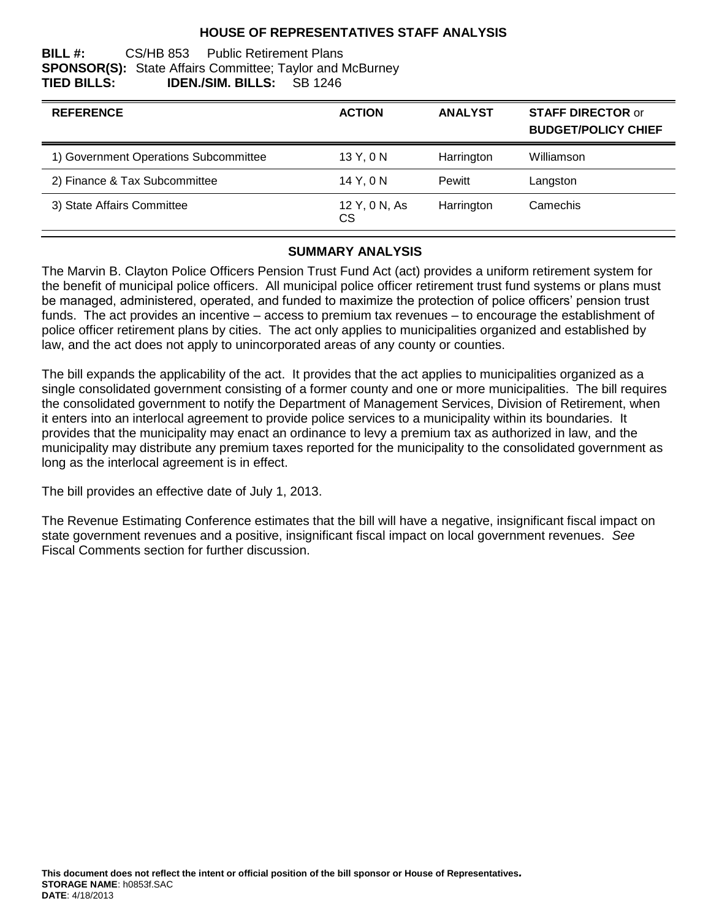# HOUSE OF REPRESENTATIVES STAFF ANALYSIS

**BILL #:** CS/HB 853 Public Retirement Plans
**SPONSOR(S):** State Affairs Committee; Taylor and McBurney
**TIED BILLS:** **IDEN./SIM. BILLS:** SB 1246

| REFERENCE | ACTION | ANALYST | STAFF DIRECTOR or BUDGET/POLICY CHIEF |
|---|---|---|---|
| 1) Government Operations Subcommittee | 13 Y, 0 N | Harrington | Williamson |
| 2) Finance & Tax Subcommittee | 14 Y, 0 N | Pewitt | Langston |
| 3) State Affairs Committee | 12 Y, 0 N, As CS | Harrington | Camechis |

## SUMMARY ANALYSIS

The Marvin B. Clayton Police Officers Pension Trust Fund Act (act) provides a uniform retirement system for the benefit of municipal police officers. All municipal police officer retirement trust fund systems or plans must be managed, administered, operated, and funded to maximize the protection of police officers' pension trust funds. The act provides an incentive – access to premium tax revenues – to encourage the establishment of police officer retirement plans by cities. The act only applies to municipalities organized and established by law, and the act does not apply to unincorporated areas of any county or counties.

The bill expands the applicability of the act. It provides that the act applies to municipalities organized as a single consolidated government consisting of a former county and one or more municipalities. The bill requires the consolidated government to notify the Department of Management Services, Division of Retirement, when it enters into an interlocal agreement to provide police services to a municipality within its boundaries. It provides that the municipality may enact an ordinance to levy a premium tax as authorized in law, and the municipality may distribute any premium taxes reported for the municipality to the consolidated government as long as the interlocal agreement is in effect.

The bill provides an effective date of July 1, 2013.

The Revenue Estimating Conference estimates that the bill will have a negative, insignificant fiscal impact on state government revenues and a positive, insignificant fiscal impact on local government revenues. *See* Fiscal Comments section for further discussion.

**This document does not reflect the intent or official position of the bill sponsor or House of Representatives.**
**STORAGE NAME**: h0853f.SAC
**DATE**: 4/18/2013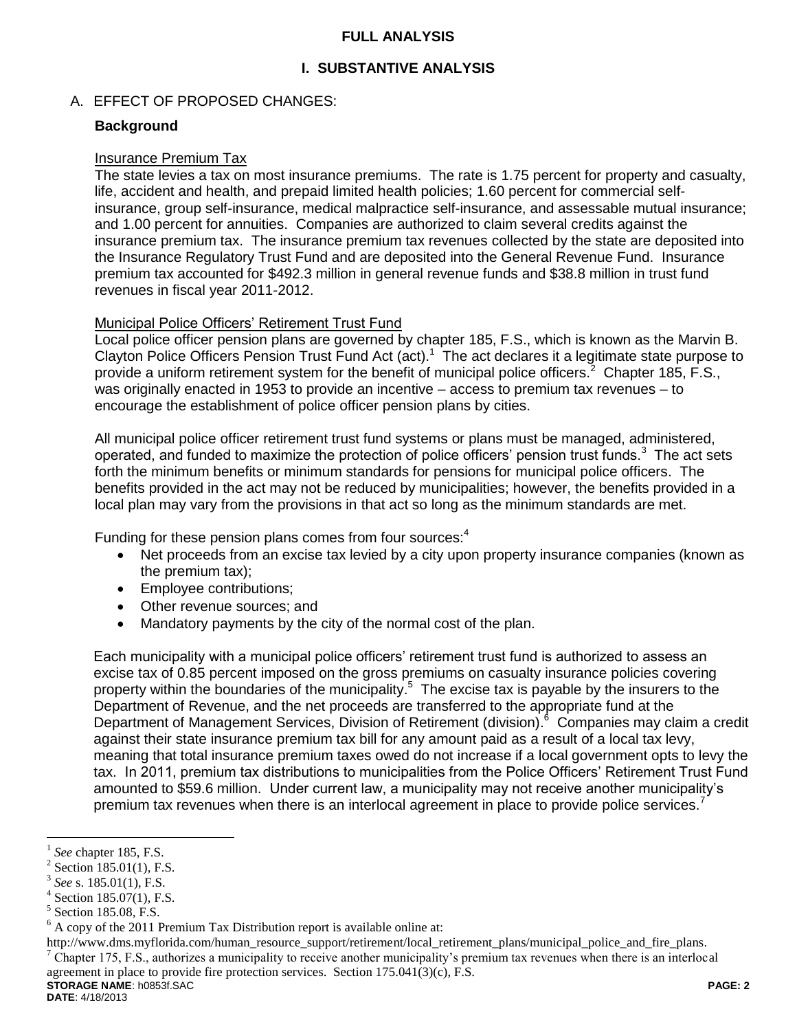# FULL ANALYSIS

## I. SUBSTANTIVE ANALYSIS

### A. EFFECT OF PROPOSED CHANGES:

**Background**

Insurance Premium Tax

The state levies a tax on most insurance premiums. The rate is 1.75 percent for property and casualty, life, accident and health, and prepaid limited health policies; 1.60 percent for commercial self-insurance, group self-insurance, medical malpractice self-insurance, and assessable mutual insurance; and 1.00 percent for annuities. Companies are authorized to claim several credits against the insurance premium tax. The insurance premium tax revenues collected by the state are deposited into the Insurance Regulatory Trust Fund and are deposited into the General Revenue Fund. Insurance premium tax accounted for $492.3 million in general revenue funds and $38.8 million in trust fund revenues in fiscal year 2011-2012.

Municipal Police Officers' Retirement Trust Fund

Local police officer pension plans are governed by chapter 185, F.S., which is known as the Marvin B. Clayton Police Officers Pension Trust Fund Act (act).[1] The act declares it a legitimate state purpose to provide a uniform retirement system for the benefit of municipal police officers.[2] Chapter 185, F.S., was originally enacted in 1953 to provide an incentive – access to premium tax revenues – to encourage the establishment of police officer pension plans by cities.

All municipal police officer retirement trust fund systems or plans must be managed, administered, operated, and funded to maximize the protection of police officers' pension trust funds.[3] The act sets forth the minimum benefits or minimum standards for pensions for municipal police officers. The benefits provided in the act may not be reduced by municipalities; however, the benefits provided in a local plan may vary from the provisions in that act so long as the minimum standards are met.

Funding for these pension plans comes from four sources:[4]

- Net proceeds from an excise tax levied by a city upon property insurance companies (known as the premium tax);
- Employee contributions;
- Other revenue sources; and
- Mandatory payments by the city of the normal cost of the plan.

Each municipality with a municipal police officers' retirement trust fund is authorized to assess an excise tax of 0.85 percent imposed on the gross premiums on casualty insurance policies covering property within the boundaries of the municipality.[5] The excise tax is payable by the insurers to the Department of Revenue, and the net proceeds are transferred to the appropriate fund at the Department of Management Services, Division of Retirement (division).[6] Companies may claim a credit against their state insurance premium tax bill for any amount paid as a result of a local tax levy, meaning that total insurance premium taxes owed do not increase if a local government opts to levy the tax. In 2011, premium tax distributions to municipalities from the Police Officers' Retirement Trust Fund amounted to $59.6 million. Under current law, a municipality may not receive another municipality's premium tax revenues when there is an interlocal agreement in place to provide police services.[7]

---

[1] *See* chapter 185, F.S.

[2] Section 185.01(1), F.S.

[3] *See* s. 185.01(1), F.S.

[4] Section 185.07(1), F.S.

[5] Section 185.08, F.S.

[6] A copy of the 2011 Premium Tax Distribution report is available online at: http://www.dms.myflorida.com/human_resource_support/retirement/local_retirement_plans/municipal_police_and_fire_plans.

[7] Chapter 175, F.S., authorizes a municipality to receive another municipality's premium tax revenues when there is an interlocal agreement in place to provide fire protection services. Section 175.041(3)(c), F.S.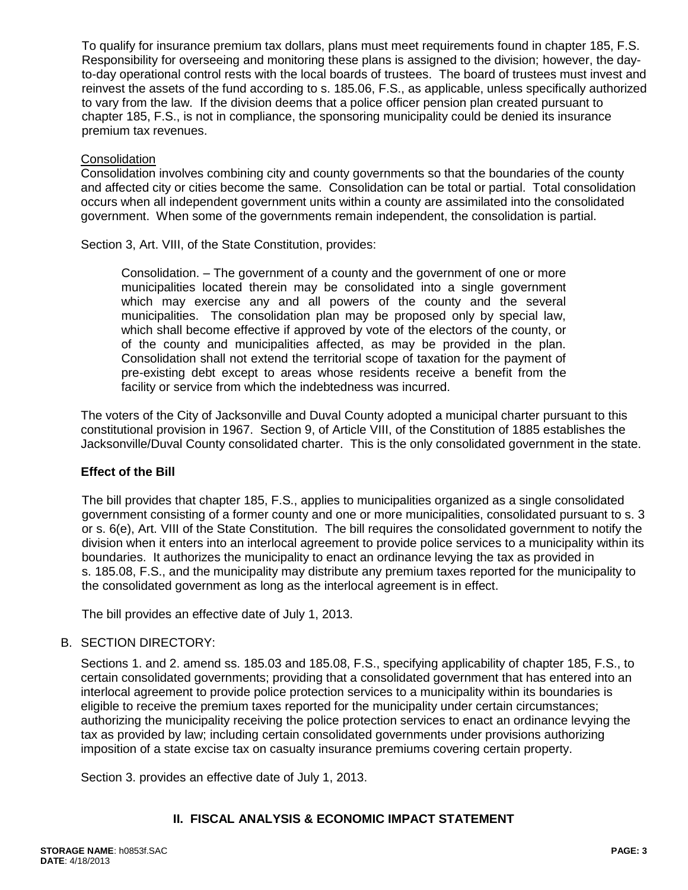To qualify for insurance premium tax dollars, plans must meet requirements found in chapter 185, F.S. Responsibility for overseeing and monitoring these plans is assigned to the division; however, the day-to-day operational control rests with the local boards of trustees. The board of trustees must invest and reinvest the assets of the fund according to s. 185.06, F.S., as applicable, unless specifically authorized to vary from the law. If the division deems that a police officer pension plan created pursuant to chapter 185, F.S., is not in compliance, the sponsoring municipality could be denied its insurance premium tax revenues.

<u>Consolidation</u>

Consolidation involves combining city and county governments so that the boundaries of the county and affected city or cities become the same. Consolidation can be total or partial. Total consolidation occurs when all independent government units within a county are assimilated into the consolidated government. When some of the governments remain independent, the consolidation is partial.

Section 3, Art. VIII, of the State Constitution, provides:

> Consolidation. – The government of a county and the government of one or more municipalities located therein may be consolidated into a single government which may exercise any and all powers of the county and the several municipalities. The consolidation plan may be proposed only by special law, which shall become effective if approved by vote of the electors of the county, or of the county and municipalities affected, as may be provided in the plan. Consolidation shall not extend the territorial scope of taxation for the payment of pre-existing debt except to areas whose residents receive a benefit from the facility or service from which the indebtedness was incurred.

The voters of the City of Jacksonville and Duval County adopted a municipal charter pursuant to this constitutional provision in 1967. Section 9, of Article VIII, of the Constitution of 1885 establishes the Jacksonville/Duval County consolidated charter. This is the only consolidated government in the state.

**Effect of the Bill**

The bill provides that chapter 185, F.S., applies to municipalities organized as a single consolidated government consisting of a former county and one or more municipalities, consolidated pursuant to s. 3 or s. 6(e), Art. VIII of the State Constitution. The bill requires the consolidated government to notify the division when it enters into an interlocal agreement to provide police services to a municipality within its boundaries. It authorizes the municipality to enact an ordinance levying the tax as provided in s. 185.08, F.S., and the municipality may distribute any premium taxes reported for the municipality to the consolidated government as long as the interlocal agreement is in effect.

The bill provides an effective date of July 1, 2013.

B. SECTION DIRECTORY:

Sections 1. and 2. amend ss. 185.03 and 185.08, F.S., specifying applicability of chapter 185, F.S., to certain consolidated governments; providing that a consolidated government that has entered into an interlocal agreement to provide police protection services to a municipality within its boundaries is eligible to receive the premium taxes reported for the municipality under certain circumstances; authorizing the municipality receiving the police protection services to enact an ordinance levying the tax as provided by law; including certain consolidated governments under provisions authorizing imposition of a state excise tax on casualty insurance premiums covering certain property.

Section 3. provides an effective date of July 1, 2013.

## II. FISCAL ANALYSIS & ECONOMIC IMPACT STATEMENT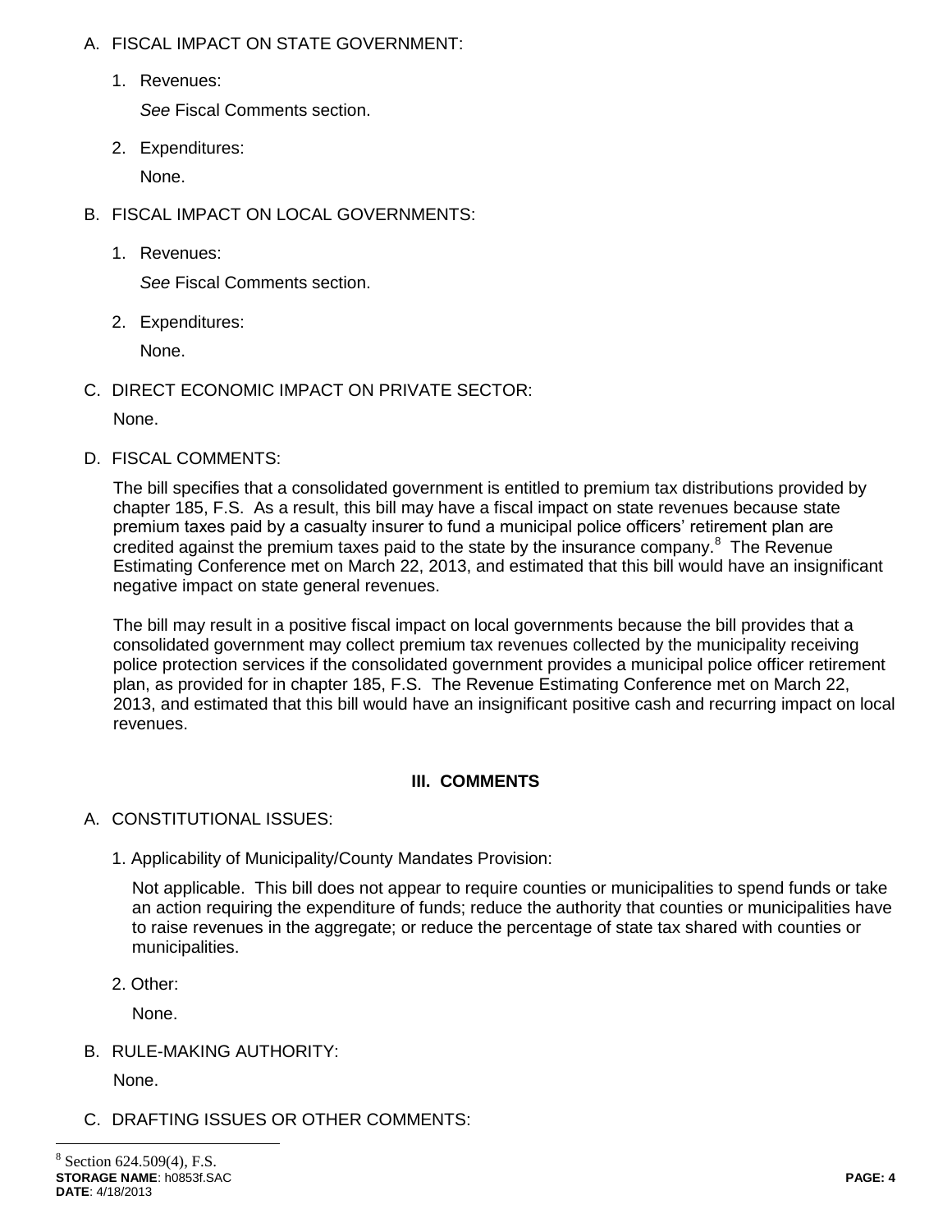A. FISCAL IMPACT ON STATE GOVERNMENT:

1. Revenues:

   *See* Fiscal Comments section.

2. Expenditures:

   None.

B. FISCAL IMPACT ON LOCAL GOVERNMENTS:

1. Revenues:

   *See* Fiscal Comments section.

2. Expenditures:

   None.

C. DIRECT ECONOMIC IMPACT ON PRIVATE SECTOR:

None.

D. FISCAL COMMENTS:

The bill specifies that a consolidated government is entitled to premium tax distributions provided by chapter 185, F.S. As a result, this bill may have a fiscal impact on state revenues because state premium taxes paid by a casualty insurer to fund a municipal police officers' retirement plan are credited against the premium taxes paid to the state by the insurance company.[8] The Revenue Estimating Conference met on March 22, 2013, and estimated that this bill would have an insignificant negative impact on state general revenues.

The bill may result in a positive fiscal impact on local governments because the bill provides that a consolidated government may collect premium tax revenues collected by the municipality receiving police protection services if the consolidated government provides a municipal police officer retirement plan, as provided for in chapter 185, F.S. The Revenue Estimating Conference met on March 22, 2013, and estimated that this bill would have an insignificant positive cash and recurring impact on local revenues.

## III. COMMENTS

A. CONSTITUTIONAL ISSUES:

1. Applicability of Municipality/County Mandates Provision:

   Not applicable. This bill does not appear to require counties or municipalities to spend funds or take an action requiring the expenditure of funds; reduce the authority that counties or municipalities have to raise revenues in the aggregate; or reduce the percentage of state tax shared with counties or municipalities.

2. Other:

   None.

B. RULE-MAKING AUTHORITY:

None.

C. DRAFTING ISSUES OR OTHER COMMENTS:

---

[8] Section 624.509(4), F.S.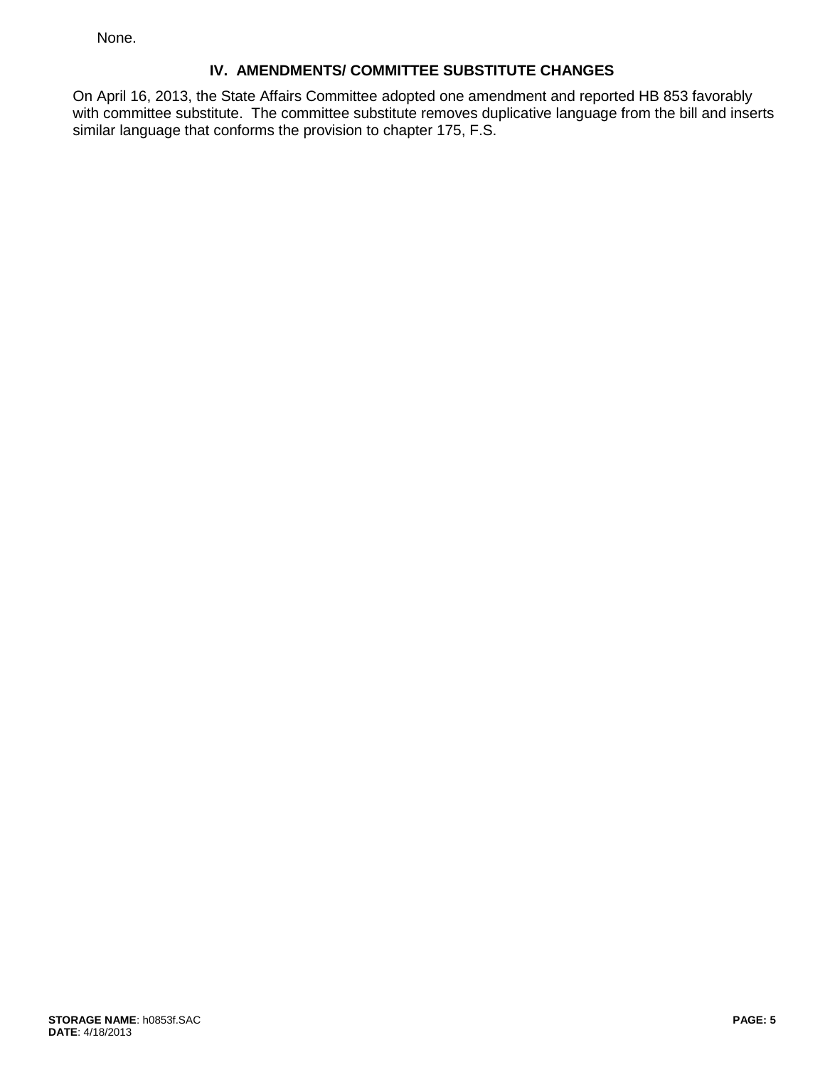None.

## IV. AMENDMENTS/ COMMITTEE SUBSTITUTE CHANGES

On April 16, 2013, the State Affairs Committee adopted one amendment and reported HB 853 favorably with committee substitute. The committee substitute removes duplicative language from the bill and inserts similar language that conforms the provision to chapter 175, F.S.